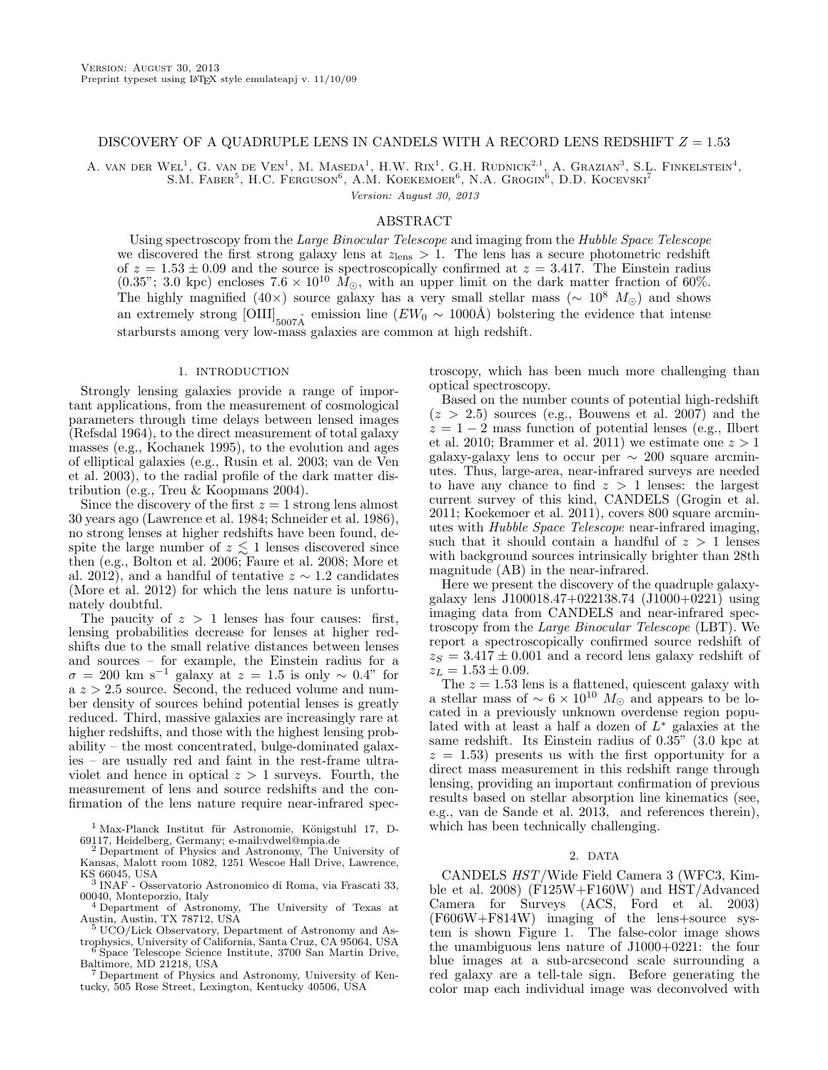Version: August 30, 2013
Preprint typeset using LaTeX style emulateapj v. 11/10/09

# DISCOVERY OF A QUADRUPLE LENS IN CANDELS WITH A RECORD LENS REDSHIFT $Z = 1.53$

A. van der Wel[1], G. van de Ven[1], M. Maseda[1], H.W. Rix[1], G.H. Rudnick[2,1], A. Grazian[3], S.L. Finkelstein[4], S.M. Faber[5], H.C. Ferguson[6], A.M. Koekemoer[6], N.A. Grogin[6], D.D. Kocevski[7]

*Version: August 30, 2013*

## ABSTRACT

Using spectroscopy from the *Large Binocular Telescope* and imaging from the *Hubble Space Telescope* we discovered the first strong galaxy lens at $z_{\rm lens} > 1$. The lens has a secure photometric redshift of $z = 1.53 \pm 0.09$ and the source is spectroscopically confirmed at $z = 3.417$. The Einstein radius (0.35"; 3.0 kpc) encloses $7.6 \times 10^{10}$ $M_{\odot}$, with an upper limit on the dark matter fraction of 60%. The highly magnified (40×) source galaxy has a very small stellar mass ($\sim 10^8$ $M_{\odot}$) and shows an extremely strong $[\rm OIII]_{5007\text{Å}}$ emission line ($EW_0 \sim 1000$Å) bolstering the evidence that intense starbursts among very low-mass galaxies are common at high redshift.

## 1. INTRODUCTION

Strongly lensing galaxies provide a range of important applications, from the measurement of cosmological parameters through time delays between lensed images (Refsdal 1964), to the direct measurement of total galaxy masses (e.g., Kochanek 1995), to the evolution and ages of elliptical galaxies (e.g., Rusin et al. 2003; van de Ven et al. 2003), to the radial profile of the dark matter distribution (e.g., Treu & Koopmans 2004).

Since the discovery of the first $z = 1$ strong lens almost 30 years ago (Lawrence et al. 1984; Schneider et al. 1986), no strong lenses at higher redshifts have been found, despite the large number of $z \lesssim 1$ lenses discovered since then (e.g., Bolton et al. 2006; Faure et al. 2008; More et al. 2012), and a handful of tentative $z \sim 1.2$ candidates (More et al. 2012) for which the lens nature is unfortunately doubtful.

The paucity of $z > 1$ lenses has four causes: first, lensing probabilities decrease for lenses at higher redshifts due to the small relative distances between lenses and sources – for example, the Einstein radius for a $\sigma = 200$ km s$^{-1}$ galaxy at $z = 1.5$ is only $\sim 0.4$" for a $z > 2.5$ source. Second, the reduced volume and number density of sources behind potential lenses is greatly reduced. Third, massive galaxies are increasingly rare at higher redshifts, and those with the highest lensing probability – the most concentrated, bulge-dominated galaxies – are usually red and faint in the rest-frame ultraviolet and hence in optical $z > 1$ surveys. Fourth, the measurement of lens and source redshifts and the confirmation of the lens nature require near-infrared spectroscopy, which has been much more challenging than optical spectroscopy.

Based on the number counts of potential high-redshift ($z > 2.5$) sources (e.g., Bouwens et al. 2007) and the $z = 1-2$ mass function of potential lenses (e.g., Ilbert et al. 2010; Brammer et al. 2011) we estimate one $z > 1$ galaxy-galaxy lens to occur per $\sim 200$ square arcminutes. Thus, large-area, near-infrared surveys are needed to have any chance to find $z > 1$ lenses: the largest current survey of this kind, CANDELS (Grogin et al. 2011; Koekemoer et al. 2011), covers 800 square arcminutes with *Hubble Space Telescope* near-infrared imaging, such that it should contain a handful of $z > 1$ lenses with background sources intrinsically brighter than 28th magnitude (AB) in the near-infrared.

Here we present the discovery of the quadruple galaxy-galaxy lens J100018.47+022138.74 (J1000+0221) using imaging data from CANDELS and near-infrared spectroscopy from the *Large Binocular Telescope* (LBT). We report a spectroscopically confirmed source redshift of $z_S = 3.417 \pm 0.001$ and a record lens galaxy redshift of $z_L = 1.53 \pm 0.09$.

The $z = 1.53$ lens is a flattened, quiescent galaxy with a stellar mass of $\sim 6 \times 10^{10}$ $M_{\odot}$ and appears to be located in a previously unknown overdense region populated with at least a half a dozen of $L^*$ galaxies at the same redshift. Its Einstein radius of 0.35" (3.0 kpc at $z = 1.53$) presents us with the first opportunity for a direct mass measurement in this redshift range through lensing, providing an important confirmation of previous results based on stellar absorption line kinematics (see, e.g., van de Sande et al. 2013, and references therein), which has been technically challenging.

## 2. DATA

CANDELS *HST*/Wide Field Camera 3 (WFC3, Kimble et al. 2008) (F125W+F160W) and HST/Advanced Camera for Surveys (ACS, Ford et al. 2003) (F606W+F814W) imaging of the lens+source system is shown Figure 1. The false-color image shows the unambiguous lens nature of J1000+0221: the four blue images at a sub-arcsecond scale surrounding a red galaxy are a tell-tale sign. Before generating the color map each individual image was deconvolved with

[1] Max-Planck Institut für Astronomie, Königstuhl 17, D-69117, Heidelberg, Germany; e-mail:vdwel@mpia.de
[2] Department of Physics and Astronomy, The University of Kansas, Malott room 1082, 1251 Wescoe Hall Drive, Lawrence, KS 66045, USA
[3] INAF - Osservatorio Astronomico di Roma, via Frascati 33, 00040, Monteporzio, Italy
[4] Department of Astronomy, The University of Texas at Austin, Austin, TX 78712, USA
[5] UCO/Lick Observatory, Department of Astronomy and Astrophysics, University of California, Santa Cruz, CA 95064, USA
[6] Space Telescope Science Institute, 3700 San Martin Drive, Baltimore, MD 21218, USA
[7] Department of Physics and Astronomy, University of Kentucky, 505 Rose Street, Lexington, Kentucky 40506, USA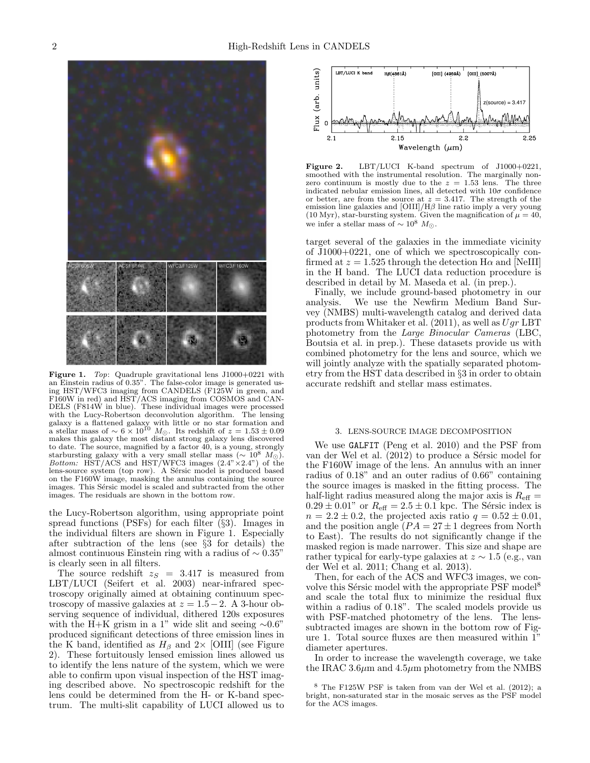**Figure 1.** *Top*: Quadruple gravitational lens J1000+0221 with an Einstein radius of 0.35". The false-color image is generated using HST/WFC3 imaging from CANDELS (F125W in green, and F160W in red) and HST/ACS imaging from COSMOS and CANDELS (F814W in blue). These individual images were processed with the Lucy-Robertson deconvolution algorithm. The lensing galaxy is a flattened galaxy with little or no star formation and a stellar mass of $\sim 6 \times 10^{10}$ $M_{\odot}$. Its redshift of $z = 1.53 \pm 0.09$ makes this galaxy the most distant strong galaxy lens discovered to date. The source, magnified by a factor 40, is a young, strongly starbursting galaxy with a very small stellar mass ($\sim 10^{8}$ $M_{\odot}$). *Bottom:* HST/ACS and HST/WFC3 images (2.4"×2.4") of the lens-source system (top row). A Sérsic model is produced based on the F160W image, masking the annulus containing the source images. This Sérsic model is scaled and subtracted from the other images. The residuals are shown in the bottom row.

the Lucy-Robertson algorithm, using appropriate point spread functions (PSFs) for each filter (§3). Images in the individual filters are shown in Figure 1. Especially after subtraction of the lens (see §3 for details) the almost continuous Einstein ring with a radius of ∼ 0.35" is clearly seen in all filters.

The source redshift $z_S = 3.417$ is measured from LBT/LUCI (Seifert et al. 2003) near-infrared spectroscopy originally aimed at obtaining continuum spectroscopy of massive galaxies at $z = 1.5-2$. A 3-hour observing sequence of individual, dithered 120s exposures with the H+K grism in a 1" wide slit and seeing ∼0.6" produced significant detections of three emission lines in the K band, identified as $H_{\beta}$ and 2× [OIII] (see Figure 2). These fortuitously lensed emission lines allowed us to identify the lens nature of the system, which we were able to confirm upon visual inspection of the HST imaging described above. No spectroscopic redshift for the lens could be determined from the H- or K-band spectrum. The multi-slit capability of LUCI allowed us to target several of the galaxies in the immediate vicinity of J1000+0221, one of which we spectroscopically confirmed at $z = 1.525$ through the detection Hα and [NeIII] in the H band. The LUCI data reduction procedure is described in detail by M. Maseda et al. (in prep.).

**Figure 2.** LBT/LUCI K-band spectrum of J1000+0221, smoothed with the instrumental resolution. The marginally non-zero continuum is mostly due to the $z = 1.53$ lens. The three indicated nebular emission lines, all detected with 10σ confidence or better, are from the source at $z = 3.417$. The strength of the emission line galaxies and [OIII]/Hβ line ratio imply a very young (10 Myr), star-bursting system. Given the magnification of $\mu = 40$, we infer a stellar mass of $\sim 10^{8}$ $M_{\odot}$.

Finally, we include ground-based photometry in our analysis. We use the Newfirm Medium Band Survey (NMBS) multi-wavelength catalog and derived data products from Whitaker et al. (2011), as well as *Ugr* LBT photometry from the *Large Binocular Cameras* (LBC, Boutsia et al. in prep.). These datasets provide us with combined photometry for the lens and source, which we will jointly analyze with the spatially separated photometry from the HST data described in §3 in order to obtain accurate redshift and stellar mass estimates.

## 3. LENS-SOURCE IMAGE DECOMPOSITION

We use GALFIT (Peng et al. 2010) and the PSF from van der Wel et al. (2012) to produce a Sérsic model for the F160W image of the lens. An annulus with an inner radius of 0.18" and an outer radius of 0.66" containing the source images is masked in the fitting process. The half-light radius measured along the major axis is $R_{\rm eff} = 0.29 \pm 0.01$" or $R_{\rm eff} = 2.5 \pm 0.1$ kpc. The Sérsic index is $n = 2.2 \pm 0.2$, the projected axis ratio $q = 0.52 \pm 0.01$, and the position angle ($PA = 27 \pm 1$ degrees from North to East). The results do not significantly change if the masked region is made narrower. This size and shape are rather typical for early-type galaxies at $z \sim 1.5$ (e.g., van der Wel et al. 2011; Chang et al. 2013).

Then, for each of the ACS and WFC3 images, we convolve this Sérsic model with the appropriate PSF model[8] and scale the total flux to minimize the residual flux within a radius of 0.18". The scaled models provide us with PSF-matched photometry of the lens. The lens-subtracted images are shown in the bottom row of Figure 1. Total source fluxes are then measured within 1" diameter apertures.

In order to increase the wavelength coverage, we take the IRAC 3.6μm and 4.5μm photometry from the NMBS

[8] The F125W PSF is taken from van der Wel et al. (2012); a bright, non-saturated star in the mosaic serves as the PSF model for the ACS images.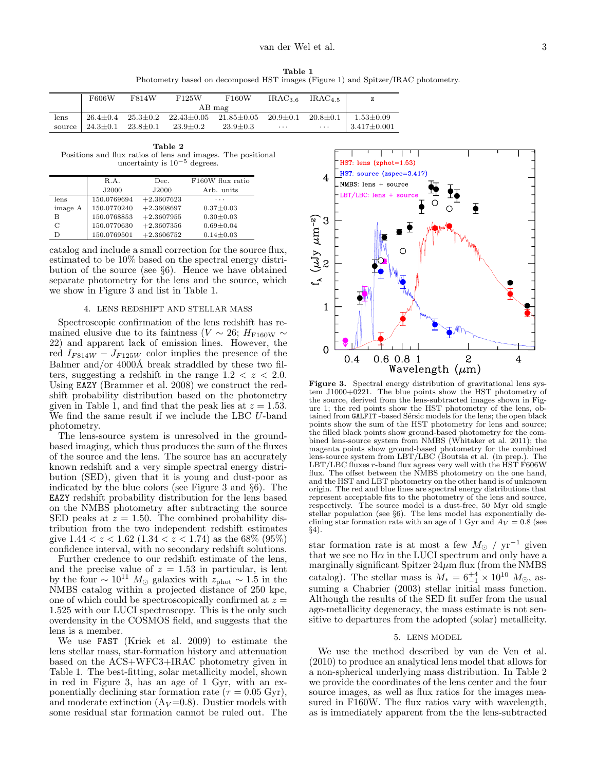**Table 1**
Photometry based on decomposed HST images (Figure 1) and Spitzer/IRAC photometry.

| | F606W | F814W | F125W | F160W | $IRAC_{3.6}$ | $IRAC_{4.5}$ | z |
|---|---|---|---|---|---|---|---|
| | AB mag | | | | | | |
| lens | 26.4±0.4 | 25.3±0.2 | 22.43±0.05 | 21.85±0.05 | 20.9±0.1 | 20.8±0.1 | 1.53±0.09 |
| source | 24.3±0.1 | 23.8±0.1 | 23.9±0.2 | 23.9±0.3 | ··· | ··· | 3.417±0.001 |

**Table 2**
Positions and flux ratios of lens and images. The positional uncertainty is $10^{-5}$ degrees.

| | R.A. J2000 | Dec. J2000 | F160W flux ratio Arb. units |
|---|---|---|---|
| lens | 150.0769694 | +2.3607623 | ··· |
| image A | 150.0770240 | +2.3608697 | 0.37±0.03 |
| B | 150.0768853 | +2.3607955 | 0.30±0.03 |
| C | 150.0770630 | +2.3607356 | 0.69±0.04 |
| D | 150.0769501 | +2.3606752 | 0.14±0.03 |

catalog and include a small correction for the source flux, estimated to be 10% based on the spectral energy distribution of the source (see §6). Hence we have obtained separate photometry for the lens and the source, which we show in Figure 3 and list in Table 1.

## 4. LENS REDSHIFT AND STELLAR MASS

Spectroscopic confirmation of the lens redshift has remained elusive due to its faintness ($V \sim 26$; $H_{\rm F160W} \sim 22$) and apparent lack of emission lines. However, the red $I_{F814W} - J_{F125W}$ color implies the presence of the Balmer and/or 4000Å break straddled by these two filters, suggesting a redshift in the range $1.2 < z < 2.0$. Using `EAZY` (Brammer et al. 2008) we construct the redshift probability distribution based on the photometry given in Table 1, and find that the peak lies at $z = 1.53$. We find the same result if we include the LBC $U$-band photometry.

The lens-source system is unresolved in the ground-based imaging, which thus produces the sum of the fluxes of the source and the lens. The source has an accurately known redshift and a very simple spectral energy distribution (SED), given that it is young and dust-poor as indicated by the blue colors (see Figure 3 and §6). The `EAZY` redshift probability distribution for the lens based on the NMBS photometry after subtracting the source SED peaks at $z = 1.50$. The combined probability distribution from the two independent redshift estimates give $1.44 < z < 1.62$ ($1.34 < z < 1.74$) as the 68% (95%) confidence interval, with no secondary redshift solutions.

Further credence to our redshift estimate of the lens, and the precise value of $z = 1.53$ in particular, is lent by the four $\sim 10^{11}$ $M_\odot$ galaxies with $z_{\rm phot} \sim 1.5$ in the NMBS catalog within a projected distance of 250 kpc, one of which could be spectroscopically confirmed at $z = 1.525$ with our LUCI spectroscopy. This is the only such overdensity in the COSMOS field, and suggests that the lens is a member.

We use `FAST` (Kriek et al. 2009) to estimate the lens stellar mass, star-formation history and attenuation based on the ACS+WFC3+IRAC photometry given in Table 1. The best-fitting, solar metallicity model, shown in red in Figure 3, has an age of 1 Gyr, with an exponentially declining star formation rate ($\tau = 0.05$ Gyr), and moderate extinction ($A_V$=0.8). Dustier models with some residual star formation cannot be ruled out. The star formation rate is at most a few $M_\odot$ / $\rm yr^{-1}$ given that we see no Hα in the LUCI spectrum and only have a marginally significant Spitzer 24μm flux (from the NMBS catalog). The stellar mass is $M_* = 6^{+4}_{-1} \times 10^{10}$ $M_\odot$, assuming a Chabrier (2003) stellar initial mass function. Although the results of the SED fit suffer from the usual age-metallicity degeneracy, the mass estimate is not sensitive to departures from the adopted (solar) metallicity.

**Figure 3.** Spectral energy distribution of gravitational lens system J1000+0221. The blue points show the HST photometry of the source, derived from the lens-subtracted images shown in Figure 1; the red points show the HST photometry of the lens, obtained from `GALFIT`-based Sérsic models for the lens; the open black points show the sum of the HST photometry for lens and source; the filled black points show ground-based photometry for the combined lens-source system from NMBS (Whitaker et al. 2011); the magenta points show ground-based photometry for the combined lens-source system from LBT/LBC (Boutsia et al. (in prep.). The LBT/LBC fluxes $r$-band flux agrees very well with the HST F606W flux. The offset between the NMBS photometry on the one hand, and the HST and LBT photometry on the other hand is of unknown origin. The red and blue lines are spectral energy distributions that represent acceptable fits to the photometry of the lens and source, respectively. The source model is a dust-free, 50 Myr old single stellar population (see §6). The lens model has exponentially declining star formation rate with an age of 1 Gyr and $A_V = 0.8$ (see §4).

## 5. LENS MODEL

We use the method described by van de Ven et al. (2010) to produce an analytical lens model that allows for a non-spherical underlying mass distribution. In Table 2 we provide the coordinates of the lens center and the four source images, as well as flux ratios for the images measured in F160W. The flux ratios vary with wavelength, as is immediately apparent from the the lens-subtracted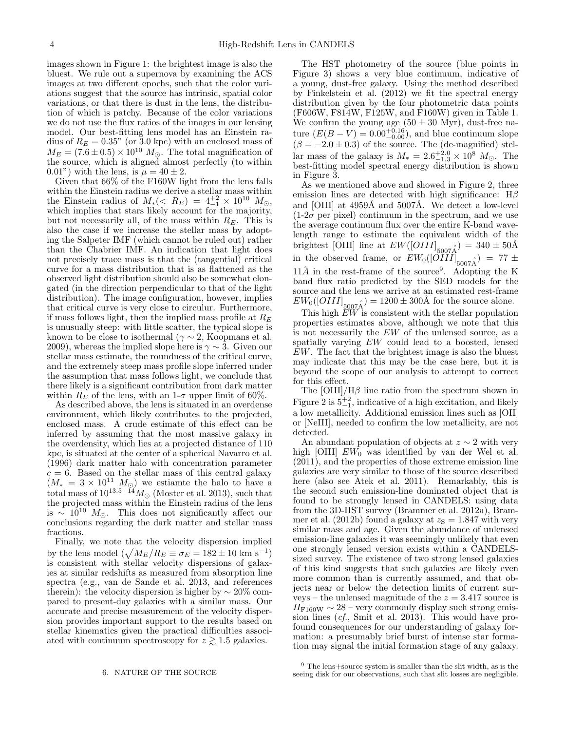images shown in Figure 1: the brightest image is also the bluest. We rule out a supernova by examining the ACS images at two different epochs, such that the color variations suggest that the source has intrinsic, spatial color variations, or that there is dust in the lens, the distribution of which is patchy. Because of the color variations we do not use the flux ratios of the images in our lensing model. Our best-fitting lens model has an Einstein radius of $R_E = 0.35$" (or 3.0 kpc) with an enclosed mass of $M_E = (7.6 \pm 0.5) \times 10^{10}\ M_\odot$. The total magnification of the source, which is aligned almost perfectly (to within 0.01") with the lens, is $\mu = 40 \pm 2$.

Given that 66% of the F160W light from the lens falls within the Einstein radius we derive a stellar mass within the Einstein radius of $M_*(< R_E) = 4^{+2}_{-1} \times 10^{10}\ M_\odot$, which implies that stars likely account for the majority, but not necessarily all, of the mass within $R_E$. This is also the case if we increase the stellar mass by adopting the Salpeter IMF (which cannot be ruled out) rather than the Chabrier IMF. An indication that light does not precisely trace mass is that the (tangential) critical curve for a mass distribution that is as flattened as the observed light distribution should also be somewhat elongated (in the direction perpendicular to that of the light distribution). The image configuration, however, implies that critical curve is very close to circulur. Furthermore, if mass follows light, then the implied mass profile at $R_E$ is unusually steep: with little scatter, the typical slope is known to be close to isothermal ($\gamma \sim 2$, Koopmans et al. 2009), whereas the implied slope here is $\gamma \sim 3$. Given our stellar mass estimate, the roundness of the critical curve, and the extremely steep mass profile slope inferred under the assumption that mass follows light, we conclude that there likely is a significant contribution from dark matter within $R_E$ of the lens, with an 1-$\sigma$ upper limit of 60%.

As described above, the lens is situated in an overdense environment, which likely contributes to the projected, enclosed mass. A crude estimate of this effect can be inferred by assuming that the most massive galaxy in the overdensity, which lies at a projected distance of 110 kpc, is situated at the center of a spherical Navarro et al. (1996) dark matter halo with concentration parameter $c = 6$. Based on the stellar mass of this central galaxy ($M_* = 3 \times 10^{11}\ M_\odot$) we estiamte the halo to have a total mass of $10^{13.5-14} M_\odot$ (Moster et al. 2013), such that the projected mass within the Einstein radius of the lens is $\sim 10^{10}\ M_\odot$. This does not significantly affect our conclusions regarding the dark matter and stellar mass fractions.

Finally, we note that the velocity dispersion implied by the lens model ($\sqrt{M_E/R_E} \equiv \sigma_E = 182 \pm 10$ km s$^{-1}$) is consistent with stellar velocity dispersions of galaxies at similar redshifts as measured from absorption line spectra (e.g., van de Sande et al. 2013, and references therein): the velocity dispersion is higher by $\sim 20\%$ compared to present-day galaxies with a similar mass. Our accurate and precise measurement of the velocity dispersion provides important support to the results based on stellar kinematics given the practical difficulties associated with continuum spectroscopy for $z \gtrsim 1.5$ galaxies.

## 6. NATURE OF THE SOURCE

The HST photometry of the source (blue points in Figure 3) shows a very blue continuum, indicative of a young, dust-free galaxy. Using the method described by Finkelstein et al. (2012) we fit the spectral energy distribution given by the four photometric data points (F606W, F814W, F125W, and F160W) given in Table 1. We confirm the young age ($50 \pm 30$ Myr), dust-free nature ($E(B-V) = 0.00^{+0.16}_{-0.00}$), and blue continuum slope ($\beta = -2.0 \pm 0.3$) of the source. The (de-magnified) stellar mass of the galaxy is $M_* = 2.6^{+2.0}_{-1.3} \times 10^8\ M_\odot$. The best-fitting model spectral energy distribution is shown in Figure 3.

As we mentioned above and showed in Figure 2, three emission lines are detected with high significance: H$\beta$ and [OIII] at 4959Å and 5007Å. We detect a low-level (1-2$\sigma$ per pixel) continuum in the spectrum, and we use the average continuum flux over the entire K-band wavelength range to estimate the equivalent width of the brightest [OIII] line at $EW([OIII]_{5007\mathring{A}}) = 340 \pm 50$Å in the observed frame, or $EW_0([OIII]_{5007\mathring{A}}) = 77 \pm 11\mathring{A}$ in the rest-frame of the source[9]. Adopting the K band flux ratio predicted by the SED models for the source and the lens we arrive at an estimated rest-frame $EW_0([OIII]_{5007\mathring{A}}) = 1200 \pm 300$Å for the source alone.

This high $EW$ is consistent with the stellar population properties estimates above, although we note that this is not necessarily the $EW$ of the unlensed source, as a spatially varying $EW$ could lead to a boosted, lensed $EW$. The fact that the brightest image is also the bluest may indicate that this may be the case here, but it is beyond the scope of our analysis to attempt to correct for this effect.

The [OIII]/H$\beta$ line ratio from the spectrum shown in Figure 2 is $5^{+2}_{-1}$, indicative of a high excitation, and likely a low metallicity. Additional emission lines such as [OII] or [NeIII], needed to confirm the low metallicity, are not detected.

An abundant population of objects at $z \sim 2$ with very high [OIII] $EW_0$ was identified by van der Wel et al. (2011), and the properties of those extreme emission line galaxies are very similar to those of the source described here (also see Atek et al. 2011). Remarkably, this is the second such emission-line dominated object that is found to be strongly lensed in CANDELS: using data from the 3D-HST survey (Brammer et al. 2012a), Brammer et al. (2012b) found a galaxy at $z_S = 1.847$ with very similar mass and age. Given the abundance of unlensed emission-line galaxies it was seemingly unlikely that even one strongly lensed version exists within a CANDELS-sized survey. The existence of two strong lensed galaxies of this kind suggests that such galaxies are likely even more common than is currently assumed, and that objects near or below the detection limits of current surveys – the unlensed magnitude of the $z = 3.417$ source is $H_{\rm F160W} \sim 28$ – very commonly display such strong emission lines (*cf.*, Smit et al. 2013). This would have profound consequences for our understanding of galaxy formation: a presumably brief burst of intense star formation may signal the initial formation stage of any galaxy.

[9] The lens+source system is smaller than the slit width, as is the seeing disk for our observations, such that slit losses are negligible.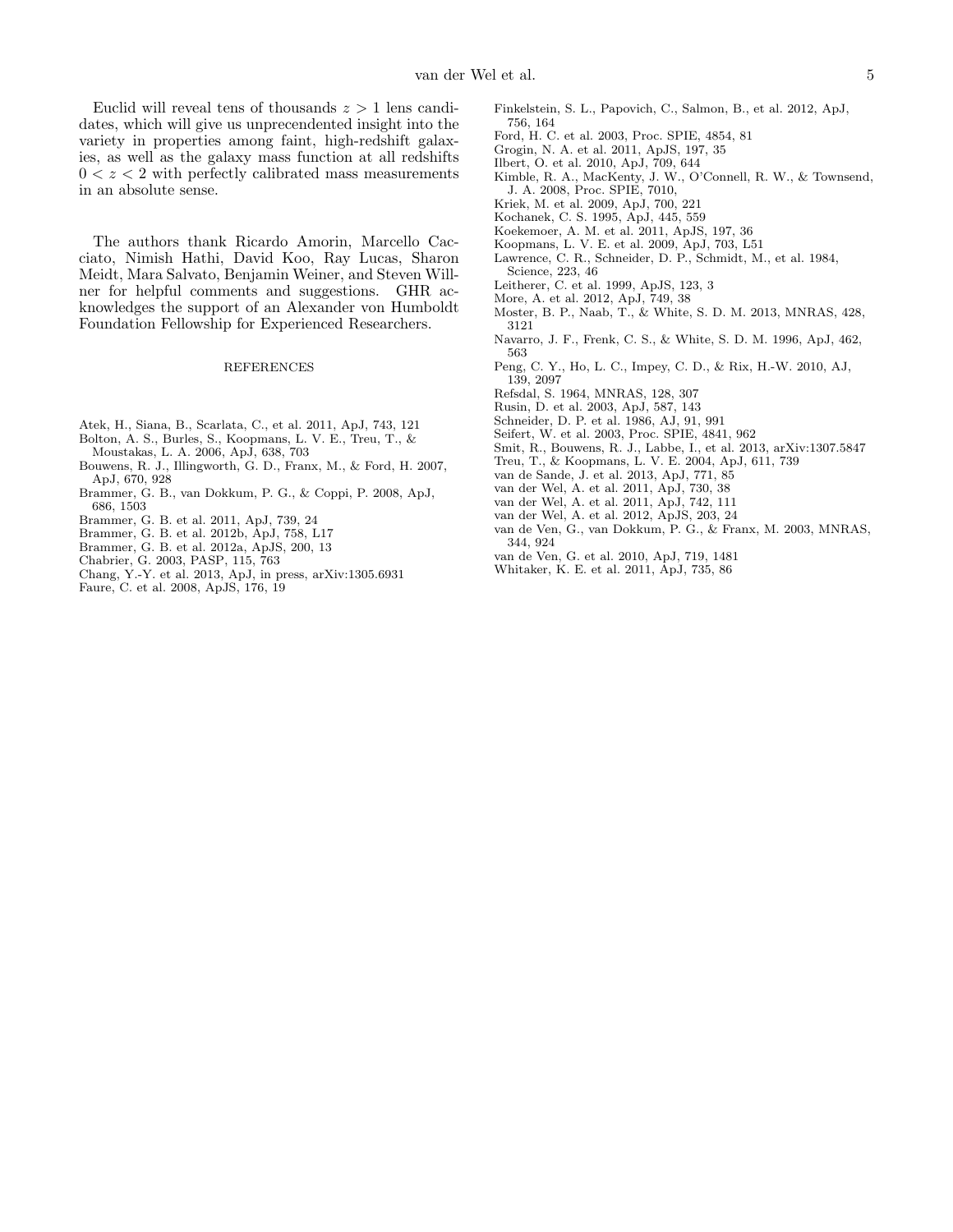Euclid will reveal tens of thousands $z > 1$ lens candidates, which will give us unprecendented insight into the variety in properties among faint, high-redshift galaxies, as well as the galaxy mass function at all redshifts $0 < z < 2$ with perfectly calibrated mass measurements in an absolute sense.

The authors thank Ricardo Amorin, Marcello Cacciato, Nimish Hathi, David Koo, Ray Lucas, Sharon Meidt, Mara Salvato, Benjamin Weiner, and Steven Willner for helpful comments and suggestions. GHR acknowledges the support of an Alexander von Humboldt Foundation Fellowship for Experienced Researchers.

## REFERENCES

Atek, H., Siana, B., Scarlata, C., et al. 2011, ApJ, 743, 121
Bolton, A. S., Burles, S., Koopmans, L. V. E., Treu, T., & Moustakas, L. A. 2006, ApJ, 638, 703
Bouwens, R. J., Illingworth, G. D., Franx, M., & Ford, H. 2007, ApJ, 670, 928
Brammer, G. B., van Dokkum, P. G., & Coppi, P. 2008, ApJ, 686, 1503
Brammer, G. B. et al. 2011, ApJ, 739, 24
Brammer, G. B. et al. 2012b, ApJ, 758, L17
Brammer, G. B. et al. 2012a, ApJS, 200, 13
Chabrier, G. 2003, PASP, 115, 763
Chang, Y.-Y. et al. 2013, ApJ, in press, arXiv:1305.6931
Faure, C. et al. 2008, ApJS, 176, 19
Finkelstein, S. L., Papovich, C., Salmon, B., et al. 2012, ApJ, 756, 164
Ford, H. C. et al. 2003, Proc. SPIE, 4854, 81
Grogin, N. A. et al. 2011, ApJS, 197, 35
Ilbert, O. et al. 2010, ApJ, 709, 644
Kimble, R. A., MacKenty, J. W., O'Connell, R. W., & Townsend, J. A. 2008, Proc. SPIE, 7010,
Kriek, M. et al. 2009, ApJ, 700, 221
Kochanek, C. S. 1995, ApJ, 445, 559
Koekemoer, A. M. et al. 2011, ApJS, 197, 36
Koopmans, L. V. E. et al. 2009, ApJ, 703, L51
Lawrence, C. R., Schneider, D. P., Schmidt, M., et al. 1984, Science, 223, 46
Leitherer, C. et al. 1999, ApJS, 123, 3
More, A. et al. 2012, ApJ, 749, 38
Moster, B. P., Naab, T., & White, S. D. M. 2013, MNRAS, 428, 3121
Navarro, J. F., Frenk, C. S., & White, S. D. M. 1996, ApJ, 462, 563
Peng, C. Y., Ho, L. C., Impey, C. D., & Rix, H.-W. 2010, AJ, 139, 2097
Refsdal, S. 1964, MNRAS, 128, 307
Rusin, D. et al. 2003, ApJ, 587, 143
Schneider, D. P. et al. 1986, AJ, 91, 991
Seifert, W. et al. 2003, Proc. SPIE, 4841, 962
Smit, R., Bouwens, R. J., Labbe, I., et al. 2013, arXiv:1307.5847
Treu, T., & Koopmans, L. V. E. 2004, ApJ, 611, 739
van de Sande, J. et al. 2013, ApJ, 771, 85
van der Wel, A. et al. 2011, ApJ, 730, 38
van der Wel, A. et al. 2011, ApJ, 742, 111
van der Wel, A. et al. 2012, ApJS, 203, 24
van de Ven, G., van Dokkum, P. G., & Franx, M. 2003, MNRAS, 344, 924
van de Ven, G. et al. 2010, ApJ, 719, 1481
Whitaker, K. E. et al. 2011, ApJ, 735, 86